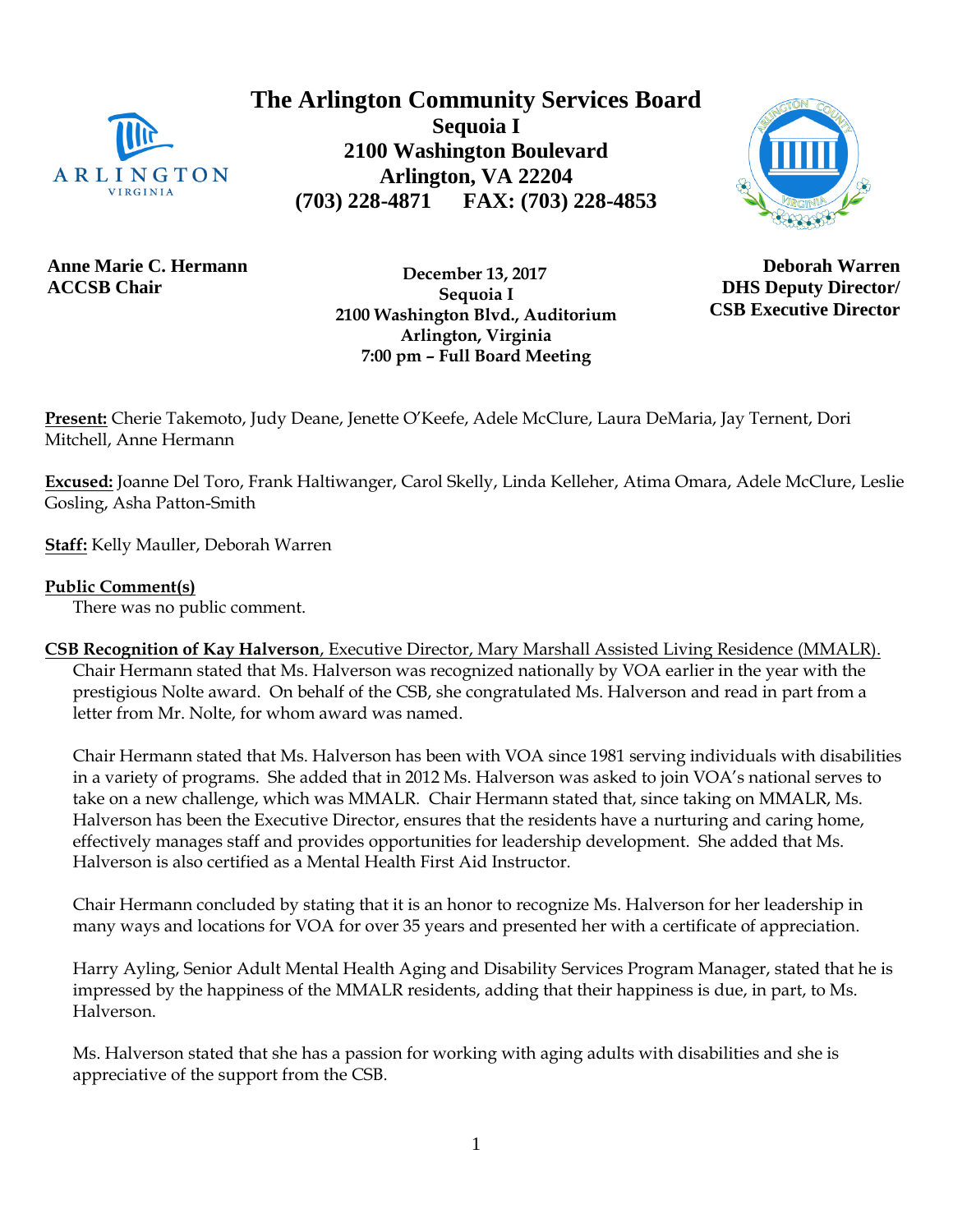# The Arlington Community Services Board

**Sequoia I**
**2100 Washington Boulevard**
**Arlington, VA 22204**
**(703) 228-4871 FAX: (703) 228-4853**

**Anne Marie C. Hermann**
**ACCSB Chair**

**December 13, 2017**
**Sequoia I**
**2100 Washington Blvd., Auditorium**
**Arlington, Virginia**
**7:00 pm – Full Board Meeting**

**Deborah Warren**
**DHS Deputy Director/**
**CSB Executive Director**

**Present:** Cherie Takemoto, Judy Deane, Jenette O'Keefe, Adele McClure, Laura DeMaria, Jay Ternent, Dori Mitchell, Anne Hermann

**Excused:** Joanne Del Toro, Frank Haltiwanger, Carol Skelly, Linda Kelleher, Atima Omara, Adele McClure, Leslie Gosling, Asha Patton-Smith

**Staff:** Kelly Mauller, Deborah Warren

**Public Comment(s)**

There was no public comment.

**CSB Recognition of Kay Halverson**, Executive Director, Mary Marshall Assisted Living Residence (MMALR).

Chair Hermann stated that Ms. Halverson was recognized nationally by VOA earlier in the year with the prestigious Nolte award. On behalf of the CSB, she congratulated Ms. Halverson and read in part from a letter from Mr. Nolte, for whom award was named.

Chair Hermann stated that Ms. Halverson has been with VOA since 1981 serving individuals with disabilities in a variety of programs. She added that in 2012 Ms. Halverson was asked to join VOA's national serves to take on a new challenge, which was MMALR. Chair Hermann stated that, since taking on MMALR, Ms. Halverson has been the Executive Director, ensures that the residents have a nurturing and caring home, effectively manages staff and provides opportunities for leadership development. She added that Ms. Halverson is also certified as a Mental Health First Aid Instructor.

Chair Hermann concluded by stating that it is an honor to recognize Ms. Halverson for her leadership in many ways and locations for VOA for over 35 years and presented her with a certificate of appreciation.

Harry Ayling, Senior Adult Mental Health Aging and Disability Services Program Manager, stated that he is impressed by the happiness of the MMALR residents, adding that their happiness is due, in part, to Ms. Halverson.

Ms. Halverson stated that she has a passion for working with aging adults with disabilities and she is appreciative of the support from the CSB.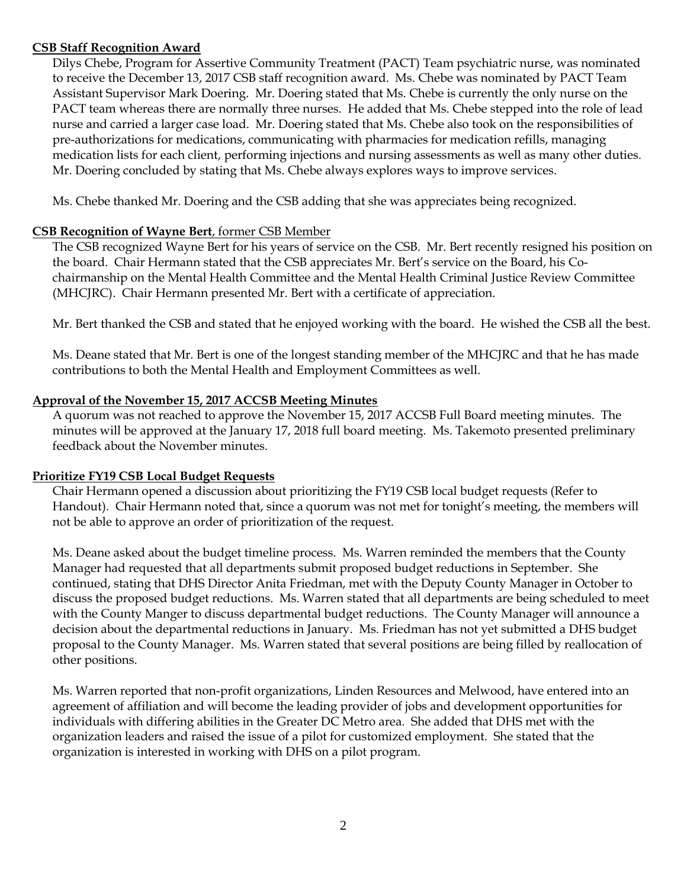**CSB Staff Recognition Award**

Dilys Chebe, Program for Assertive Community Treatment (PACT) Team psychiatric nurse, was nominated to receive the December 13, 2017 CSB staff recognition award. Ms. Chebe was nominated by PACT Team Assistant Supervisor Mark Doering. Mr. Doering stated that Ms. Chebe is currently the only nurse on the PACT team whereas there are normally three nurses. He added that Ms. Chebe stepped into the role of lead nurse and carried a larger case load. Mr. Doering stated that Ms. Chebe also took on the responsibilities of pre-authorizations for medications, communicating with pharmacies for medication refills, managing medication lists for each client, performing injections and nursing assessments as well as many other duties. Mr. Doering concluded by stating that Ms. Chebe always explores ways to improve services.

Ms. Chebe thanked Mr. Doering and the CSB adding that she was appreciates being recognized.

**CSB Recognition of Wayne Bert**, former CSB Member

The CSB recognized Wayne Bert for his years of service on the CSB. Mr. Bert recently resigned his position on the board. Chair Hermann stated that the CSB appreciates Mr. Bert's service on the Board, his Co-chairmanship on the Mental Health Committee and the Mental Health Criminal Justice Review Committee (MHCJRC). Chair Hermann presented Mr. Bert with a certificate of appreciation.

Mr. Bert thanked the CSB and stated that he enjoyed working with the board. He wished the CSB all the best.

Ms. Deane stated that Mr. Bert is one of the longest standing member of the MHCJRC and that he has made contributions to both the Mental Health and Employment Committees as well.

**Approval of the November 15, 2017 ACCSB Meeting Minutes**

A quorum was not reached to approve the November 15, 2017 ACCSB Full Board meeting minutes. The minutes will be approved at the January 17, 2018 full board meeting. Ms. Takemoto presented preliminary feedback about the November minutes.

**Prioritize FY19 CSB Local Budget Requests**

Chair Hermann opened a discussion about prioritizing the FY19 CSB local budget requests (Refer to Handout). Chair Hermann noted that, since a quorum was not met for tonight's meeting, the members will not be able to approve an order of prioritization of the request.

Ms. Deane asked about the budget timeline process. Ms. Warren reminded the members that the County Manager had requested that all departments submit proposed budget reductions in September. She continued, stating that DHS Director Anita Friedman, met with the Deputy County Manager in October to discuss the proposed budget reductions. Ms. Warren stated that all departments are being scheduled to meet with the County Manger to discuss departmental budget reductions. The County Manager will announce a decision about the departmental reductions in January. Ms. Friedman has not yet submitted a DHS budget proposal to the County Manager. Ms. Warren stated that several positions are being filled by reallocation of other positions.

Ms. Warren reported that non-profit organizations, Linden Resources and Melwood, have entered into an agreement of affiliation and will become the leading provider of jobs and development opportunities for individuals with differing abilities in the Greater DC Metro area. She added that DHS met with the organization leaders and raised the issue of a pilot for customized employment. She stated that the organization is interested in working with DHS on a pilot program.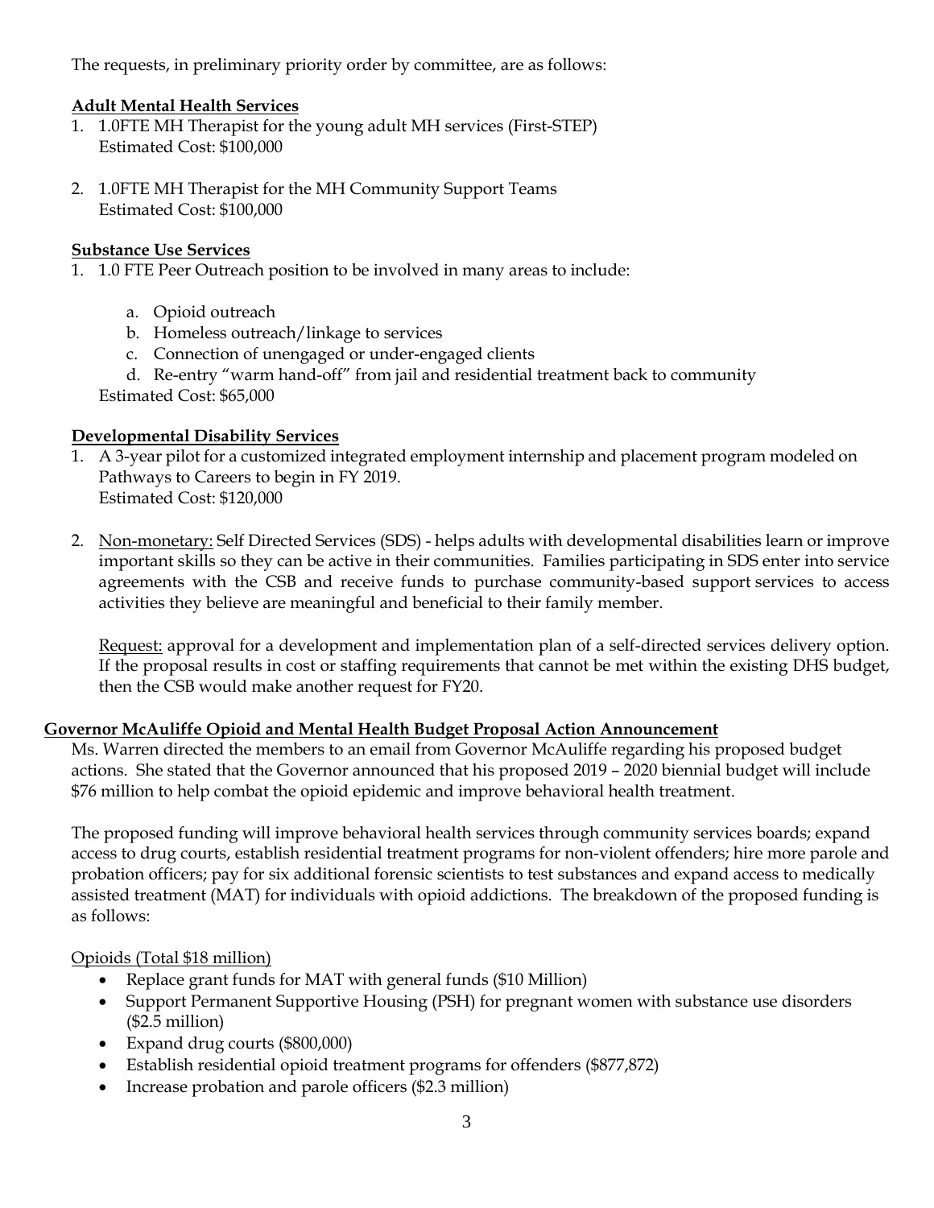The requests, in preliminary priority order by committee, are as follows:

**Adult Mental Health Services**

1. 1.0FTE MH Therapist for the young adult MH services (First-STEP)
   Estimated Cost: $100,000

2. 1.0FTE MH Therapist for the MH Community Support Teams
   Estimated Cost: $100,000

**Substance Use Services**

1. 1.0 FTE Peer Outreach position to be involved in many areas to include:

   a. Opioid outreach
   b. Homeless outreach/linkage to services
   c. Connection of unengaged or under-engaged clients
   d. Re-entry "warm hand-off" from jail and residential treatment back to community

   Estimated Cost: $65,000

**Developmental Disability Services**

1. A 3-year pilot for a customized integrated employment internship and placement program modeled on Pathways to Careers to begin in FY 2019.
   Estimated Cost: $120,000

2. Non-monetary: Self Directed Services (SDS) - helps adults with developmental disabilities learn or improve important skills so they can be active in their communities. Families participating in SDS enter into service agreements with the CSB and receive funds to purchase community-based support services to access activities they believe are meaningful and beneficial to their family member.

   Request: approval for a development and implementation plan of a self-directed services delivery option. If the proposal results in cost or staffing requirements that cannot be met within the existing DHS budget, then the CSB would make another request for FY20.

**Governor McAuliffe Opioid and Mental Health Budget Proposal Action Announcement**

Ms. Warren directed the members to an email from Governor McAuliffe regarding his proposed budget actions. She stated that the Governor announced that his proposed 2019 – 2020 biennial budget will include $76 million to help combat the opioid epidemic and improve behavioral health treatment.

The proposed funding will improve behavioral health services through community services boards; expand access to drug courts, establish residential treatment programs for non-violent offenders; hire more parole and probation officers; pay for six additional forensic scientists to test substances and expand access to medically assisted treatment (MAT) for individuals with opioid addictions. The breakdown of the proposed funding is as follows:

Opioids (Total $18 million)

- Replace grant funds for MAT with general funds ($10 Million)
- Support Permanent Supportive Housing (PSH) for pregnant women with substance use disorders ($2.5 million)
- Expand drug courts ($800,000)
- Establish residential opioid treatment programs for offenders ($877,872)
- Increase probation and parole officers ($2.3 million)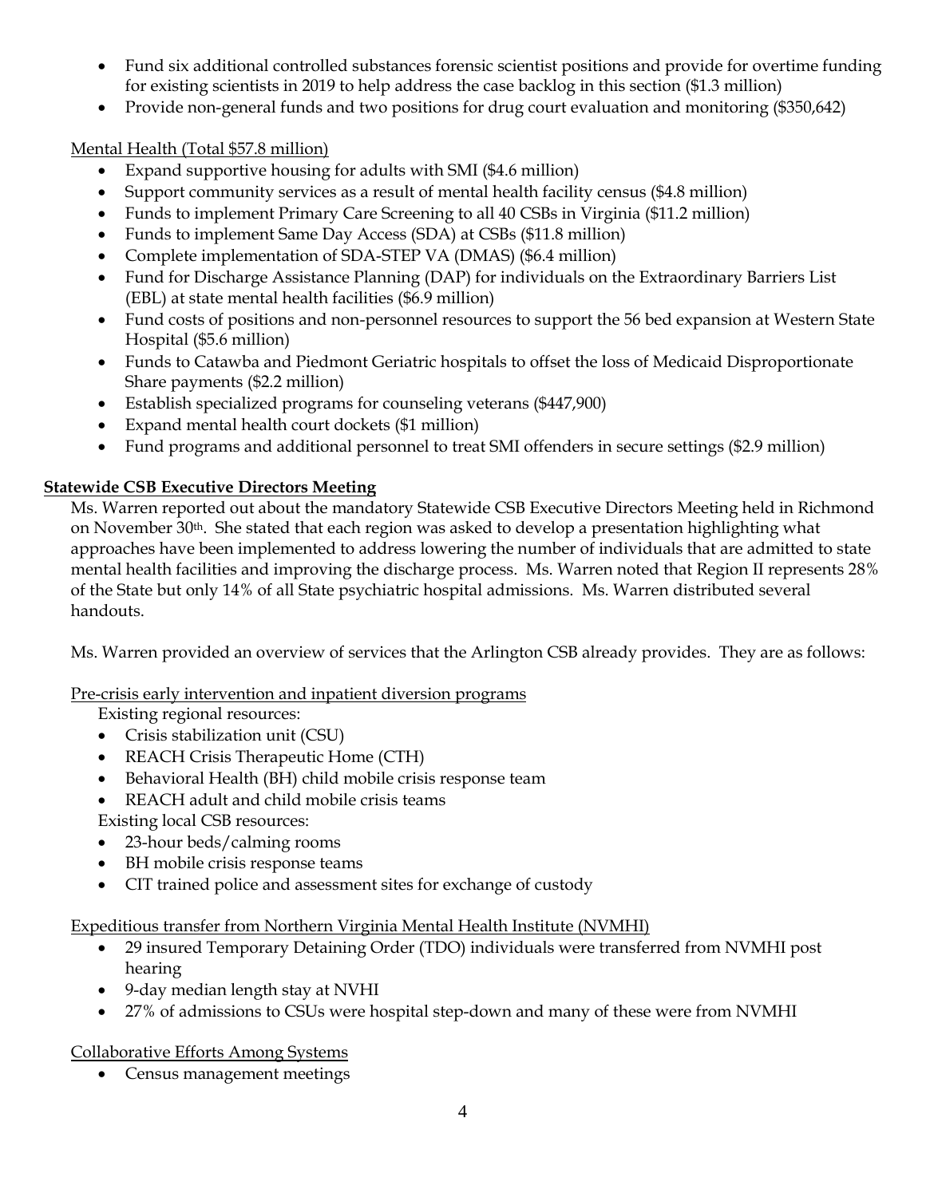- Fund six additional controlled substances forensic scientist positions and provide for overtime funding for existing scientists in 2019 to help address the case backlog in this section ($1.3 million)
- Provide non-general funds and two positions for drug court evaluation and monitoring ($350,642)

Mental Health (Total $57.8 million)

- Expand supportive housing for adults with SMI ($4.6 million)
- Support community services as a result of mental health facility census ($4.8 million)
- Funds to implement Primary Care Screening to all 40 CSBs in Virginia ($11.2 million)
- Funds to implement Same Day Access (SDA) at CSBs ($11.8 million)
- Complete implementation of SDA-STEP VA (DMAS) ($6.4 million)
- Fund for Discharge Assistance Planning (DAP) for individuals on the Extraordinary Barriers List (EBL) at state mental health facilities ($6.9 million)
- Fund costs of positions and non-personnel resources to support the 56 bed expansion at Western State Hospital ($5.6 million)
- Funds to Catawba and Piedmont Geriatric hospitals to offset the loss of Medicaid Disproportionate Share payments ($2.2 million)
- Establish specialized programs for counseling veterans ($447,900)
- Expand mental health court dockets ($1 million)
- Fund programs and additional personnel to treat SMI offenders in secure settings ($2.9 million)

**Statewide CSB Executive Directors Meeting**

Ms. Warren reported out about the mandatory Statewide CSB Executive Directors Meeting held in Richmond on November 30th. She stated that each region was asked to develop a presentation highlighting what approaches have been implemented to address lowering the number of individuals that are admitted to state mental health facilities and improving the discharge process. Ms. Warren noted that Region II represents 28% of the State but only 14% of all State psychiatric hospital admissions. Ms. Warren distributed several handouts.

Ms. Warren provided an overview of services that the Arlington CSB already provides. They are as follows:

Pre-crisis early intervention and inpatient diversion programs

Existing regional resources:

- Crisis stabilization unit (CSU)
- REACH Crisis Therapeutic Home (CTH)
- Behavioral Health (BH) child mobile crisis response team
- REACH adult and child mobile crisis teams

Existing local CSB resources:

- 23-hour beds/calming rooms
- BH mobile crisis response teams
- CIT trained police and assessment sites for exchange of custody

Expeditious transfer from Northern Virginia Mental Health Institute (NVMHI)

- 29 insured Temporary Detaining Order (TDO) individuals were transferred from NVMHI post hearing
- 9-day median length stay at NVHI
- 27% of admissions to CSUs were hospital step-down and many of these were from NVMHI

Collaborative Efforts Among Systems

- Census management meetings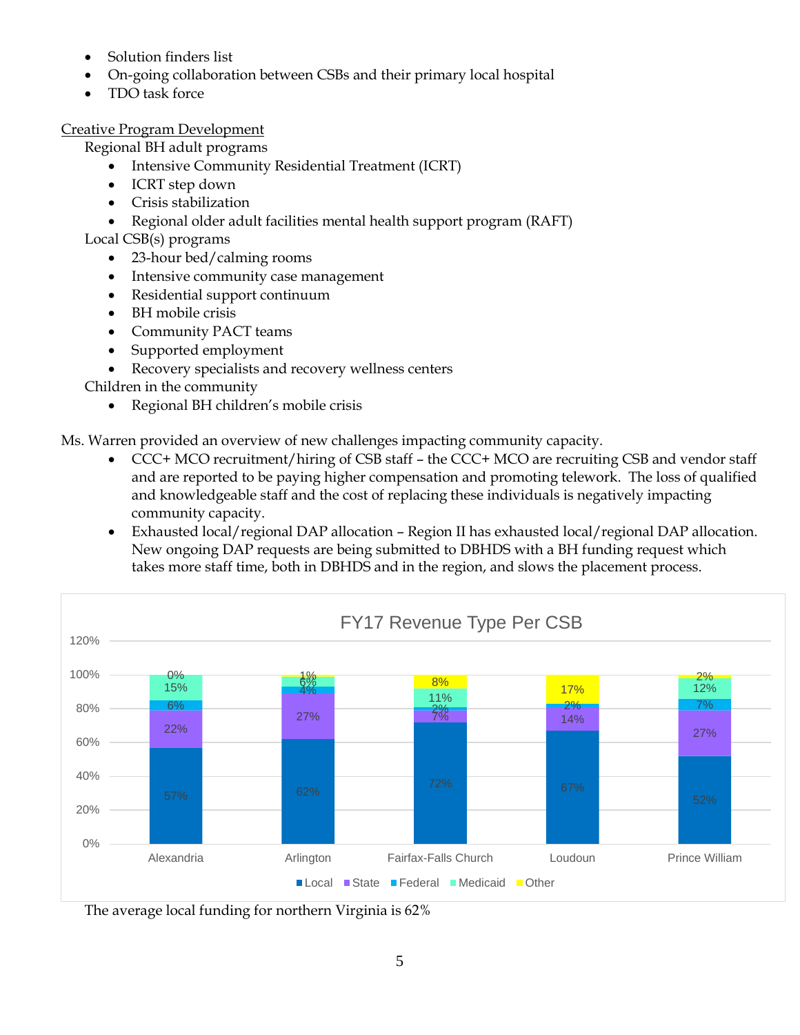- Solution finders list
- On-going collaboration between CSBs and their primary local hospital
- TDO task force

Creative Program Development

Regional BH adult programs

- Intensive Community Residential Treatment (ICRT)
- ICRT step down
- Crisis stabilization
- Regional older adult facilities mental health support program (RAFT)

Local CSB(s) programs

- 23-hour bed/calming rooms
- Intensive community case management
- Residential support continuum
- BH mobile crisis
- Community PACT teams
- Supported employment
- Recovery specialists and recovery wellness centers

Children in the community

- Regional BH children's mobile crisis

Ms. Warren provided an overview of new challenges impacting community capacity.

- CCC+ MCO recruitment/hiring of CSB staff – the CCC+ MCO are recruiting CSB and vendor staff and are reported to be paying higher compensation and promoting telework. The loss of qualified and knowledgeable staff and the cost of replacing these individuals is negatively impacting community capacity.
- Exhausted local/regional DAP allocation – Region II has exhausted local/regional DAP allocation. New ongoing DAP requests are being submitted to DBHDS with a BH funding request which takes more staff time, both in DBHDS and in the region, and slows the placement process.

**FY17 Revenue Type Per CSB**

| CSB | Local | State | Federal | Medicaid | Other |
|---|---|---|---|---|---|
| Alexandria | 57% | 22% | 6% | 15% | 0% |
| Arlington | 62% | 27% | 4% | 6% | 1% |
| Fairfax-Falls Church | 72% | 7% | 2% | 11% | 8% |
| Loudoun | 67% | 14% | 2% | | 17% |
| Prince William | 52% | 27% | 7% | 12% | 2% |

The average local funding for northern Virginia is 62%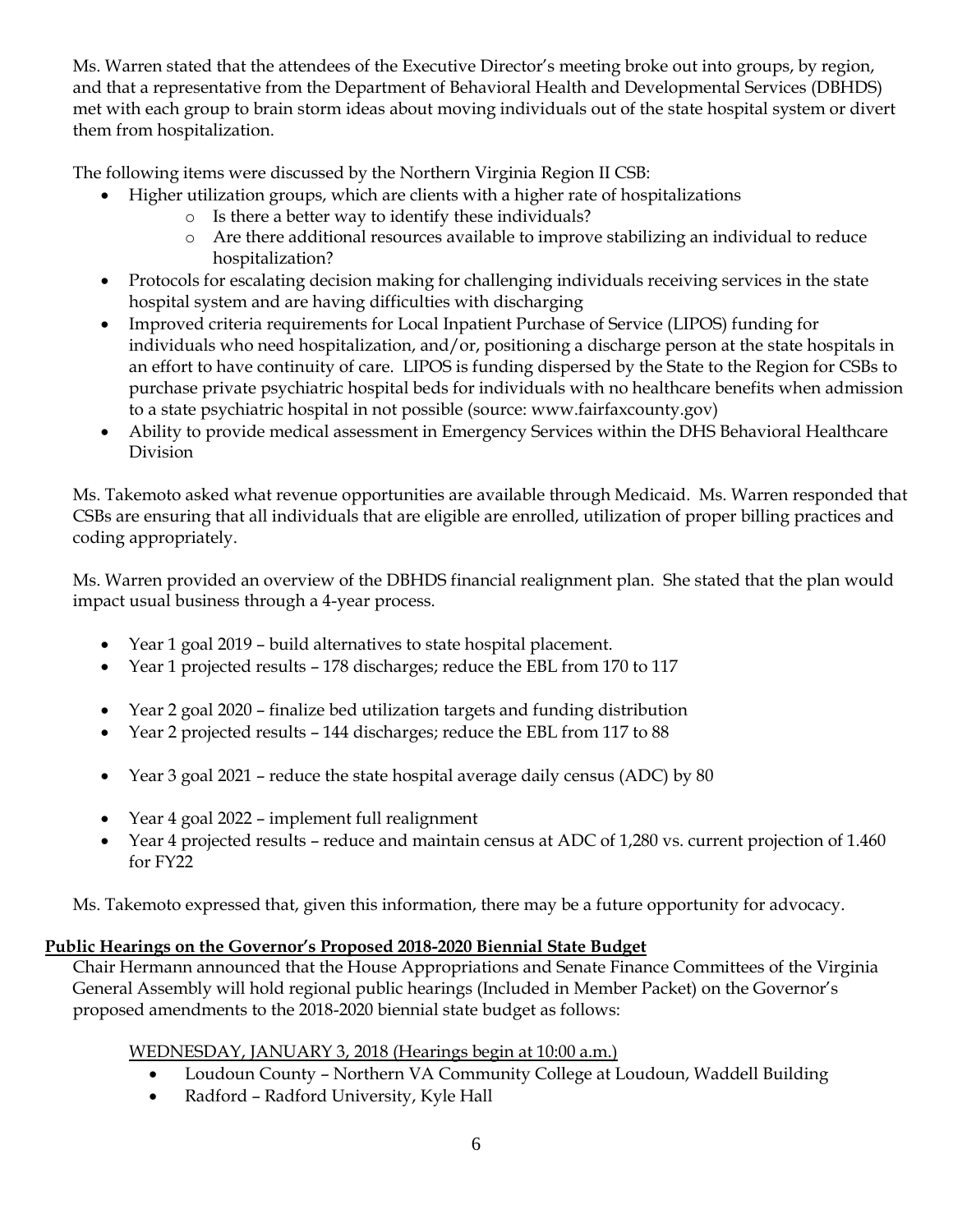Ms. Warren stated that the attendees of the Executive Director's meeting broke out into groups, by region, and that a representative from the Department of Behavioral Health and Developmental Services (DBHDS) met with each group to brain storm ideas about moving individuals out of the state hospital system or divert them from hospitalization.

The following items were discussed by the Northern Virginia Region II CSB:

- Higher utilization groups, which are clients with a higher rate of hospitalizations
  - Is there a better way to identify these individuals?
  - Are there additional resources available to improve stabilizing an individual to reduce hospitalization?
- Protocols for escalating decision making for challenging individuals receiving services in the state hospital system and are having difficulties with discharging
- Improved criteria requirements for Local Inpatient Purchase of Service (LIPOS) funding for individuals who need hospitalization, and/or, positioning a discharge person at the state hospitals in an effort to have continuity of care. LIPOS is funding dispersed by the State to the Region for CSBs to purchase private psychiatric hospital beds for individuals with no healthcare benefits when admission to a state psychiatric hospital in not possible (source: www.fairfaxcounty.gov)
- Ability to provide medical assessment in Emergency Services within the DHS Behavioral Healthcare Division

Ms. Takemoto asked what revenue opportunities are available through Medicaid. Ms. Warren responded that CSBs are ensuring that all individuals that are eligible are enrolled, utilization of proper billing practices and coding appropriately.

Ms. Warren provided an overview of the DBHDS financial realignment plan. She stated that the plan would impact usual business through a 4-year process.

- Year 1 goal 2019 – build alternatives to state hospital placement.
- Year 1 projected results – 178 discharges; reduce the EBL from 170 to 117

- Year 2 goal 2020 – finalize bed utilization targets and funding distribution
- Year 2 projected results – 144 discharges; reduce the EBL from 117 to 88

- Year 3 goal 2021 – reduce the state hospital average daily census (ADC) by 80

- Year 4 goal 2022 – implement full realignment
- Year 4 projected results – reduce and maintain census at ADC of 1,280 vs. current projection of 1.460 for FY22

Ms. Takemoto expressed that, given this information, there may be a future opportunity for advocacy.

**Public Hearings on the Governor's Proposed 2018-2020 Biennial State Budget**

Chair Hermann announced that the House Appropriations and Senate Finance Committees of the Virginia General Assembly will hold regional public hearings (Included in Member Packet) on the Governor's proposed amendments to the 2018-2020 biennial state budget as follows:

WEDNESDAY, JANUARY 3, 2018 (Hearings begin at 10:00 a.m.)

- Loudoun County – Northern VA Community College at Loudoun, Waddell Building
- Radford – Radford University, Kyle Hall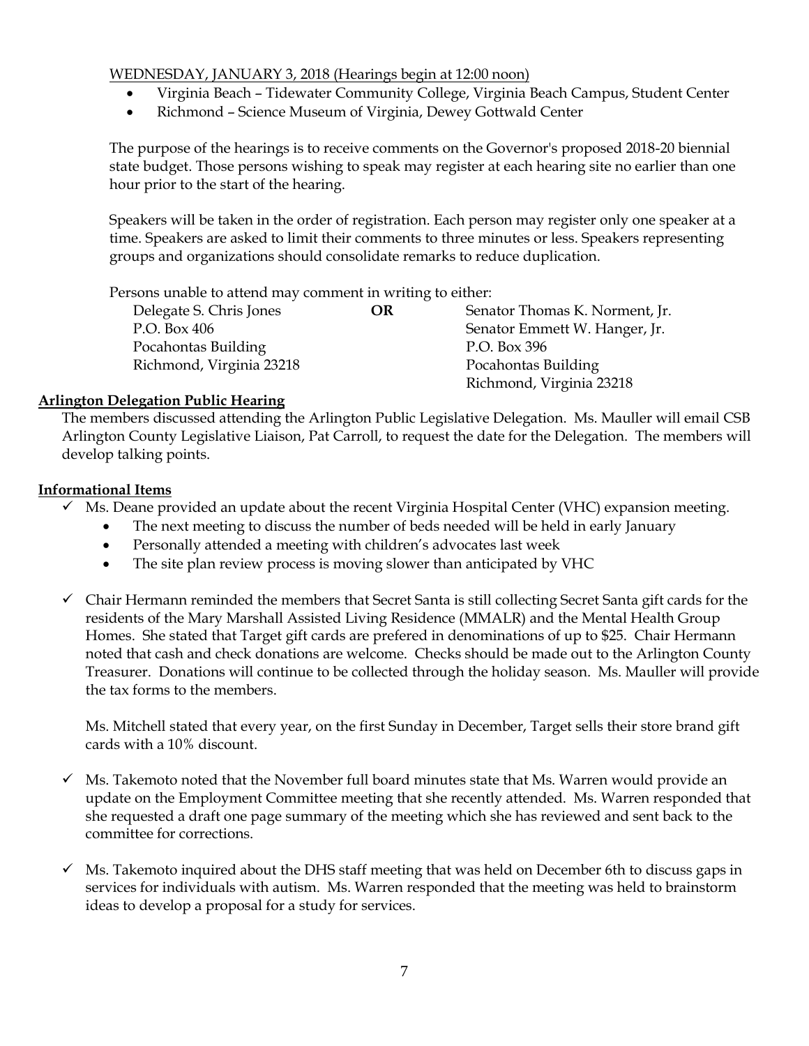WEDNESDAY, JANUARY 3, 2018 (Hearings begin at 12:00 noon)

- Virginia Beach – Tidewater Community College, Virginia Beach Campus, Student Center
- Richmond – Science Museum of Virginia, Dewey Gottwald Center

The purpose of the hearings is to receive comments on the Governor's proposed 2018-20 biennial state budget. Those persons wishing to speak may register at each hearing site no earlier than one hour prior to the start of the hearing.

Speakers will be taken in the order of registration. Each person may register only one speaker at a time. Speakers are asked to limit their comments to three minutes or less. Speakers representing groups and organizations should consolidate remarks to reduce duplication.

Persons unable to attend may comment in writing to either:

| | | |
|---|---|---|
| Delegate S. Chris Jones | **OR** | Senator Thomas K. Norment, Jr. |
| P.O. Box 406 | | Senator Emmett W. Hanger, Jr. |
| Pocahontas Building | | P.O. Box 396 |
| Richmond, Virginia 23218 | | Pocahontas Building |
| | | Richmond, Virginia 23218 |

**Arlington Delegation Public Hearing**

The members discussed attending the Arlington Public Legislative Delegation. Ms. Mauller will email CSB Arlington County Legislative Liaison, Pat Carroll, to request the date for the Delegation. The members will develop talking points.

**Informational Items**

- ✓ Ms. Deane provided an update about the recent Virginia Hospital Center (VHC) expansion meeting.
  - The next meeting to discuss the number of beds needed will be held in early January
  - Personally attended a meeting with children's advocates last week
  - The site plan review process is moving slower than anticipated by VHC

- ✓ Chair Hermann reminded the members that Secret Santa is still collecting Secret Santa gift cards for the residents of the Mary Marshall Assisted Living Residence (MMALR) and the Mental Health Group Homes. She stated that Target gift cards are prefered in denominations of up to $25. Chair Hermann noted that cash and check donations are welcome. Checks should be made out to the Arlington County Treasurer. Donations will continue to be collected through the holiday season. Ms. Mauller will provide the tax forms to the members.

  Ms. Mitchell stated that every year, on the first Sunday in December, Target sells their store brand gift cards with a 10% discount.

- ✓ Ms. Takemoto noted that the November full board minutes state that Ms. Warren would provide an update on the Employment Committee meeting that she recently attended. Ms. Warren responded that she requested a draft one page summary of the meeting which she has reviewed and sent back to the committee for corrections.

- ✓ Ms. Takemoto inquired about the DHS staff meeting that was held on December 6th to discuss gaps in services for individuals with autism. Ms. Warren responded that the meeting was held to brainstorm ideas to develop a proposal for a study for services.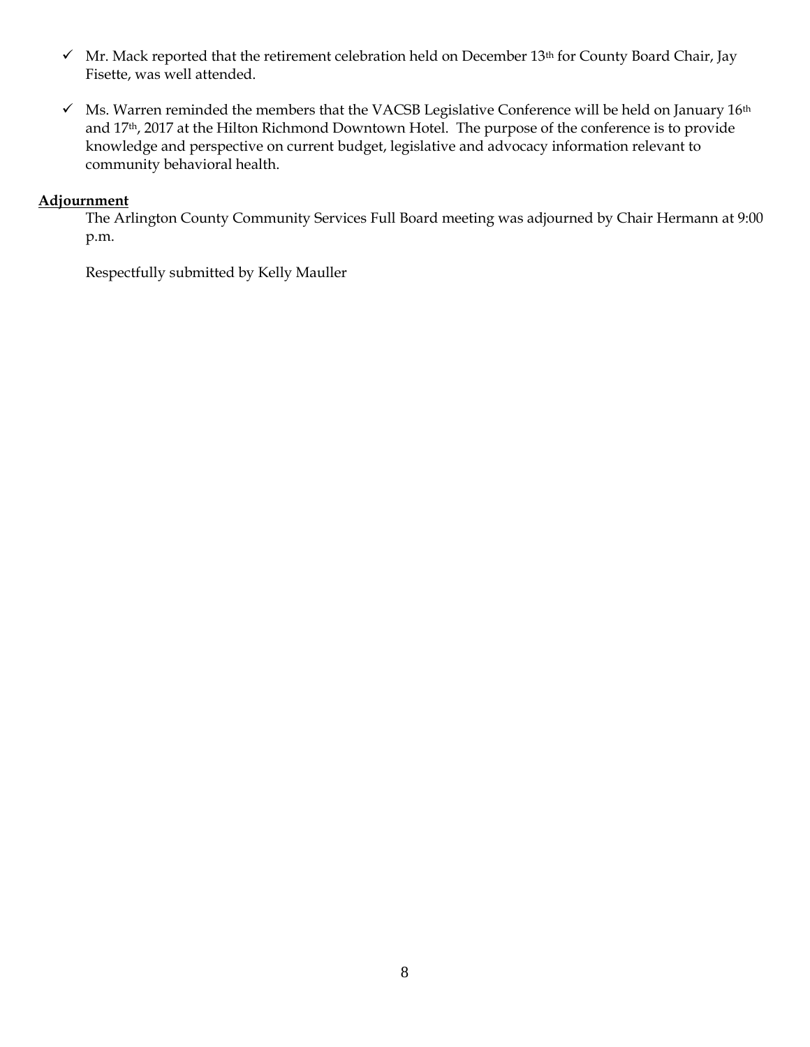- ✓ Mr. Mack reported that the retirement celebration held on December 13th for County Board Chair, Jay Fisette, was well attended.

- ✓ Ms. Warren reminded the members that the VACSB Legislative Conference will be held on January 16th and 17th, 2017 at the Hilton Richmond Downtown Hotel. The purpose of the conference is to provide knowledge and perspective on current budget, legislative and advocacy information relevant to community behavioral health.

**Adjournment**

The Arlington County Community Services Full Board meeting was adjourned by Chair Hermann at 9:00 p.m.

Respectfully submitted by Kelly Mauller